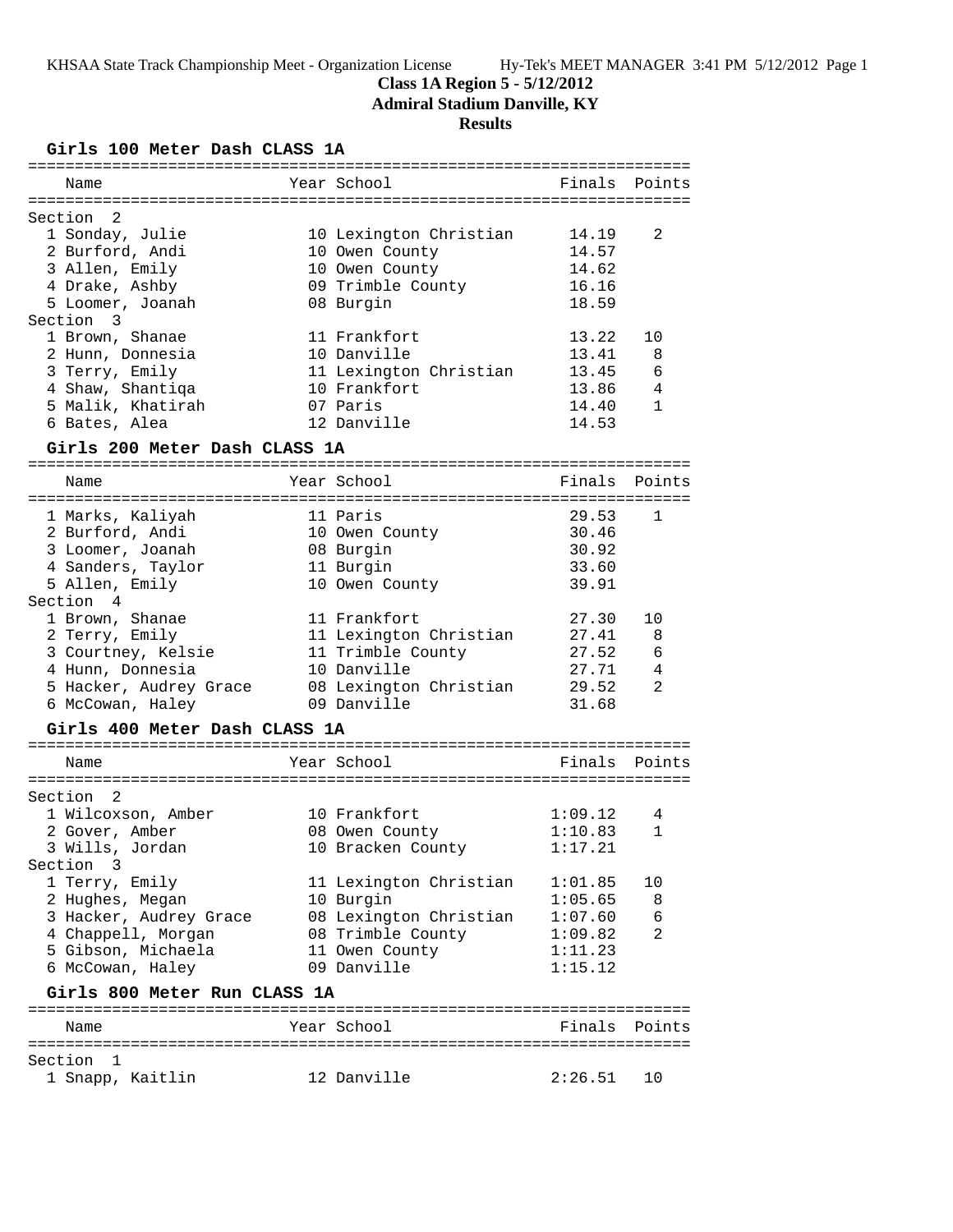# Class 1A Region 5 - 5/12/2012

## Admiral Stadium Danville, KY

## Results

### Girls 100 Meter Dash CLASS 1A

| Name | Year | School | Finals | Points |
|---|---|---|---|---|
| **Section 2** | | | | |
| 1 Sonday, Julie | 10 | Lexington Christian | 14.19 | 2 |
| 2 Burford, Andi | 10 | Owen County | 14.57 | |
| 3 Allen, Emily | 10 | Owen County | 14.62 | |
| 4 Drake, Ashby | 09 | Trimble County | 16.16 | |
| 5 Loomer, Joanah | 08 | Burgin | 18.59 | |
| **Section 3** | | | | |
| 1 Brown, Shanae | 11 | Frankfort | 13.22 | 10 |
| 2 Hunn, Donnesia | 10 | Danville | 13.41 | 8 |
| 3 Terry, Emily | 11 | Lexington Christian | 13.45 | 6 |
| 4 Shaw, Shantiqa | 10 | Frankfort | 13.86 | 4 |
| 5 Malik, Khatirah | 07 | Paris | 14.40 | 1 |
| 6 Bates, Alea | 12 | Danville | 14.53 | |

### Girls 200 Meter Dash CLASS 1A

| Name | Year | School | Finals | Points |
|---|---|---|---|---|
| 1 Marks, Kaliyah | 11 | Paris | 29.53 | 1 |
| 2 Burford, Andi | 10 | Owen County | 30.46 | |
| 3 Loomer, Joanah | 08 | Burgin | 30.92 | |
| 4 Sanders, Taylor | 11 | Burgin | 33.60 | |
| 5 Allen, Emily | 10 | Owen County | 39.91 | |
| **Section 4** | | | | |
| 1 Brown, Shanae | 11 | Frankfort | 27.30 | 10 |
| 2 Terry, Emily | 11 | Lexington Christian | 27.41 | 8 |
| 3 Courtney, Kelsie | 11 | Trimble County | 27.52 | 6 |
| 4 Hunn, Donnesia | 10 | Danville | 27.71 | 4 |
| 5 Hacker, Audrey Grace | 08 | Lexington Christian | 29.52 | 2 |
| 6 McCowan, Haley | 09 | Danville | 31.68 | |

### Girls 400 Meter Dash CLASS 1A

| Name | Year | School | Finals | Points |
|---|---|---|---|---|
| **Section 2** | | | | |
| 1 Wilcoxson, Amber | 10 | Frankfort | 1:09.12 | 4 |
| 2 Gover, Amber | 08 | Owen County | 1:10.83 | 1 |
| 3 Wills, Jordan | 10 | Bracken County | 1:17.21 | |
| **Section 3** | | | | |
| 1 Terry, Emily | 11 | Lexington Christian | 1:01.85 | 10 |
| 2 Hughes, Megan | 10 | Burgin | 1:05.65 | 8 |
| 3 Hacker, Audrey Grace | 08 | Lexington Christian | 1:07.60 | 6 |
| 4 Chappell, Morgan | 08 | Trimble County | 1:09.82 | 2 |
| 5 Gibson, Michaela | 11 | Owen County | 1:11.23 | |
| 6 McCowan, Haley | 09 | Danville | 1:15.12 | |

### Girls 800 Meter Run CLASS 1A

| Name | Year | School | Finals | Points |
|---|---|---|---|---|
| **Section 1** | | | | |
| 1 Snapp, Kaitlin | 12 | Danville | 2:26.51 | 10 |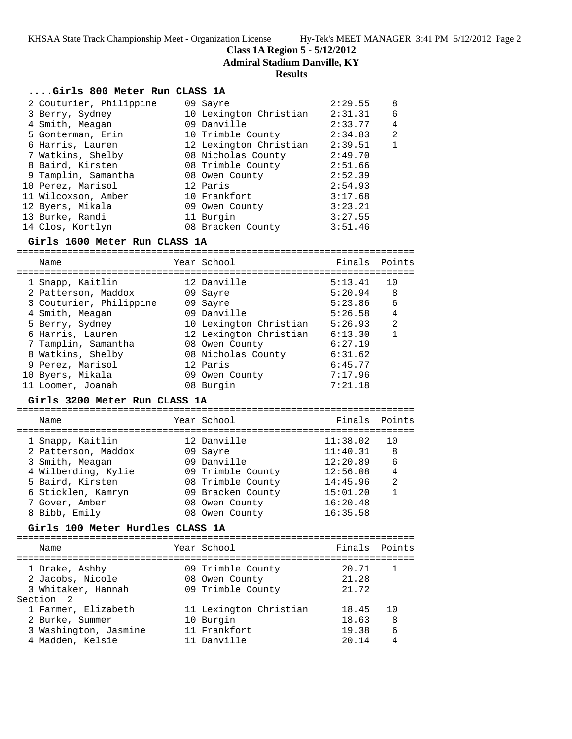**Class 1A Region 5 - 5/12/2012**

**Admiral Stadium Danville, KY**

**Results**

### ....Girls 800 Meter Run CLASS 1A

| Place | Name | Year | School | Finals | Points |
|---|---|---|---|---|---|
| 2 | Couturier, Philippine | 09 | Sayre | 2:29.55 | 8 |
| 3 | Berry, Sydney | 10 | Lexington Christian | 2:31.31 | 6 |
| 4 | Smith, Meagan | 09 | Danville | 2:33.77 | 4 |
| 5 | Gonterman, Erin | 10 | Trimble County | 2:34.83 | 2 |
| 6 | Harris, Lauren | 12 | Lexington Christian | 2:39.51 | 1 |
| 7 | Watkins, Shelby | 08 | Nicholas County | 2:49.70 | |
| 8 | Baird, Kirsten | 08 | Trimble County | 2:51.66 | |
| 9 | Tamplin, Samantha | 08 | Owen County | 2:52.39 | |
| 10 | Perez, Marisol | 12 | Paris | 2:54.93 | |
| 11 | Wilcoxson, Amber | 10 | Frankfort | 3:17.68 | |
| 12 | Byers, Mikala | 09 | Owen County | 3:23.21 | |
| 13 | Burke, Randi | 11 | Burgin | 3:27.55 | |
| 14 | Clos, Kortlyn | 08 | Bracken County | 3:51.46 | |

### Girls 1600 Meter Run CLASS 1A

| Place | Name | Year | School | Finals | Points |
|---|---|---|---|---|---|
| 1 | Snapp, Kaitlin | 12 | Danville | 5:13.41 | 10 |
| 2 | Patterson, Maddox | 09 | Sayre | 5:20.94 | 8 |
| 3 | Couturier, Philippine | 09 | Sayre | 5:23.86 | 6 |
| 4 | Smith, Meagan | 09 | Danville | 5:26.58 | 4 |
| 5 | Berry, Sydney | 10 | Lexington Christian | 5:26.93 | 2 |
| 6 | Harris, Lauren | 12 | Lexington Christian | 6:13.30 | 1 |
| 7 | Tamplin, Samantha | 08 | Owen County | 6:27.19 | |
| 8 | Watkins, Shelby | 08 | Nicholas County | 6:31.62 | |
| 9 | Perez, Marisol | 12 | Paris | 6:45.77 | |
| 10 | Byers, Mikala | 09 | Owen County | 7:17.96 | |
| 11 | Loomer, Joanah | 08 | Burgin | 7:21.18 | |

### Girls 3200 Meter Run CLASS 1A

| Place | Name | Year | School | Finals | Points |
|---|---|---|---|---|---|
| 1 | Snapp, Kaitlin | 12 | Danville | 11:38.02 | 10 |
| 2 | Patterson, Maddox | 09 | Sayre | 11:40.31 | 8 |
| 3 | Smith, Meagan | 09 | Danville | 12:20.89 | 6 |
| 4 | Wilberding, Kylie | 09 | Trimble County | 12:56.08 | 4 |
| 5 | Baird, Kirsten | 08 | Trimble County | 14:45.96 | 2 |
| 6 | Sticklen, Kamryn | 09 | Bracken County | 15:01.20 | 1 |
| 7 | Gover, Amber | 08 | Owen County | 16:20.48 | |
| 8 | Bibb, Emily | 08 | Owen County | 16:35.58 | |

### Girls 100 Meter Hurdles CLASS 1A

| Place | Name | Year | School | Finals | Points |
|---|---|---|---|---|---|
| 1 | Drake, Ashby | 09 | Trimble County | 20.71 | 1 |
| 2 | Jacobs, Nicole | 08 | Owen County | 21.28 | |
| 3 | Whitaker, Hannah | 09 | Trimble County | 21.72 | |
| **Section 2** | | | | | |
| 1 | Farmer, Elizabeth | 11 | Lexington Christian | 18.45 | 10 |
| 2 | Burke, Summer | 10 | Burgin | 18.63 | 8 |
| 3 | Washington, Jasmine | 11 | Frankfort | 19.38 | 6 |
| 4 | Madden, Kelsie | 11 | Danville | 20.14 | 4 |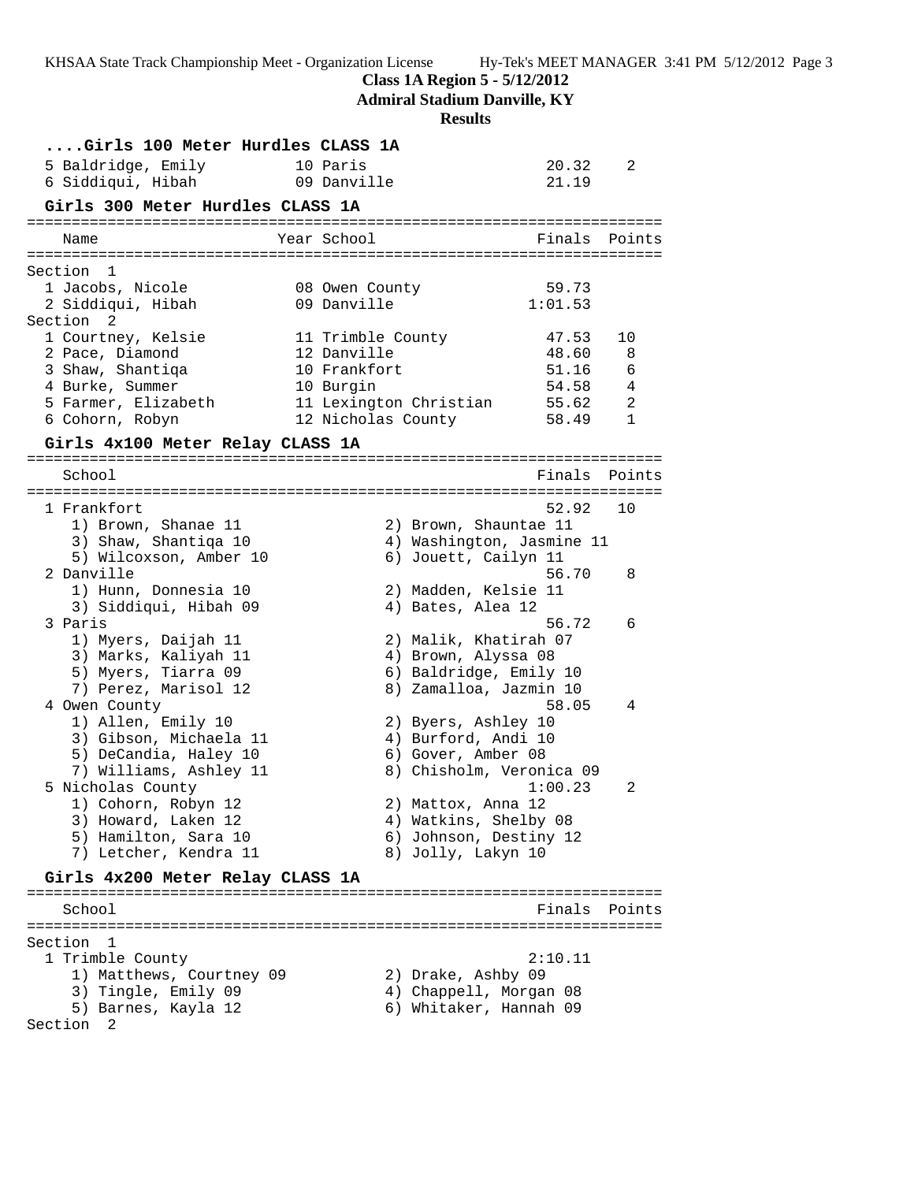**Class 1A Region 5 - 5/12/2012**
**Admiral Stadium Danville, KY**
**Results**

### ....Girls 100 Meter Hurdles CLASS 1A

| Place | Name | Year | School | Finals | Points |
|---|---|---|---|---|---|
| 5 | Baldridge, Emily | 10 | Paris | 20.32 | 2 |
| 6 | Siddiqui, Hibah | 09 | Danville | 21.19 | |

### Girls 300 Meter Hurdles CLASS 1A

| Place | Name | Year | School | Finals | Points |
|---|---|---|---|---|---|
| **Section 1** | | | | | |
| 1 | Jacobs, Nicole | 08 | Owen County | 59.73 | |
| 2 | Siddiqui, Hibah | 09 | Danville | 1:01.53 | |
| **Section 2** | | | | | |
| 1 | Courtney, Kelsie | 11 | Trimble County | 47.53 | 10 |
| 2 | Pace, Diamond | 12 | Danville | 48.60 | 8 |
| 3 | Shaw, Shantiqa | 10 | Frankfort | 51.16 | 6 |
| 4 | Burke, Summer | 10 | Burgin | 54.58 | 4 |
| 5 | Farmer, Elizabeth | 11 | Lexington Christian | 55.62 | 2 |
| 6 | Cohorn, Robyn | 12 | Nicholas County | 58.49 | 1 |

### Girls 4x100 Meter Relay CLASS 1A

| Place | School | Finals | Points |
|---|---|---|---|
| 1 | Frankfort | 52.92 | 10 |
| | 1) Brown, Shanae 11; 2) Brown, Shauntae 11; 3) Shaw, Shantiqa 10; 4) Washington, Jasmine 11; 5) Wilcoxson, Amber 10; 6) Jouett, Cailyn 11 | | |
| 2 | Danville | 56.70 | 8 |
| | 1) Hunn, Donnesia 10; 2) Madden, Kelsie 11; 3) Siddiqui, Hibah 09; 4) Bates, Alea 12 | | |
| 3 | Paris | 56.72 | 6 |
| | 1) Myers, Daijah 11; 2) Malik, Khatirah 07; 3) Marks, Kaliyah 11; 4) Brown, Alyssa 08; 5) Myers, Tiarra 09; 6) Baldridge, Emily 10; 7) Perez, Marisol 12; 8) Zamalloa, Jazmin 10 | | |
| 4 | Owen County | 58.05 | 4 |
| | 1) Allen, Emily 10; 2) Byers, Ashley 10; 3) Gibson, Michaela 11; 4) Burford, Andi 10; 5) DeCandia, Haley 10; 6) Gover, Amber 08; 7) Williams, Ashley 11; 8) Chisholm, Veronica 09 | | |
| 5 | Nicholas County | 1:00.23 | 2 |
| | 1) Cohorn, Robyn 12; 2) Mattox, Anna 12; 3) Howard, Laken 12; 4) Watkins, Shelby 08; 5) Hamilton, Sara 10; 6) Johnson, Destiny 12; 7) Letcher, Kendra 11; 8) Jolly, Lakyn 10 | | |

### Girls 4x200 Meter Relay CLASS 1A

| Place | School | Finals | Points |
|---|---|---|---|
| **Section 1** | | | |
| 1 | Trimble County | 2:10.11 | |
| | 1) Matthews, Courtney 09; 2) Drake, Ashby 09; 3) Tingle, Emily 09; 4) Chappell, Morgan 08; 5) Barnes, Kayla 12; 6) Whitaker, Hannah 09 | | |
| **Section 2** | | | |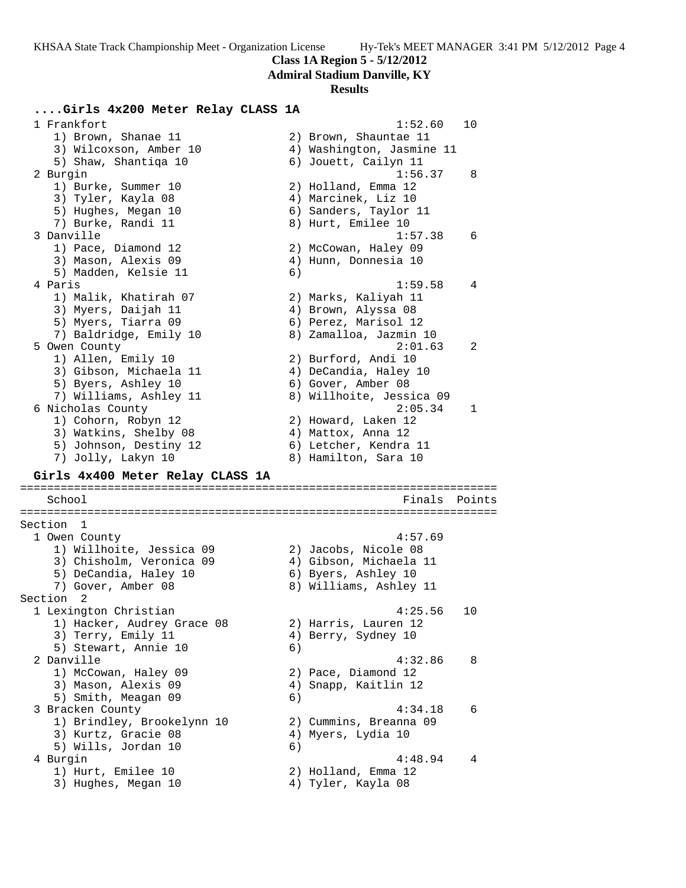**Class 1A Region 5 - 5/12/2012**
**Admiral Stadium Danville, KY**
**Results**

### ....Girls 4x200 Meter Relay CLASS 1A

```
  1 Frankfort                                           1:52.60   10
     1) Brown, Shanae 11                2) Brown, Shauntae 11
     3) Wilcoxson, Amber 10             4) Washington, Jasmine 11
     5) Shaw, Shantiqa 10               6) Jouett, Cailyn 11
  2 Burgin                                              1:56.37    8
     1) Burke, Summer 10                2) Holland, Emma 12
     3) Tyler, Kayla 08                 4) Marcinek, Liz 10
     5) Hughes, Megan 10                6) Sanders, Taylor 11
     7) Burke, Randi 11                 8) Hurt, Emilee 10
  3 Danville                                            1:57.38    6
     1) Pace, Diamond 12                2) McCowan, Haley 09
     3) Mason, Alexis 09                4) Hunn, Donnesia 10
     5) Madden, Kelsie 11               6)
  4 Paris                                               1:59.58    4
     1) Malik, Khatirah 07              2) Marks, Kaliyah 11
     3) Myers, Daijah 11                4) Brown, Alyssa 08
     5) Myers, Tiarra 09                6) Perez, Marisol 12
     7) Baldridge, Emily 10             8) Zamalloa, Jazmin 10
  5 Owen County                                         2:01.63    2
     1) Allen, Emily 10                 2) Burford, Andi 10
     3) Gibson, Michaela 11             4) DeCandia, Haley 10
     5) Byers, Ashley 10                6) Gover, Amber 08
     7) Williams, Ashley 11             8) Willhoite, Jessica 09
  6 Nicholas County                                     2:05.34    1
     1) Cohorn, Robyn 12                2) Howard, Laken 12
     3) Watkins, Shelby 08              4) Mattox, Anna 12
     5) Johnson, Destiny 12             6) Letcher, Kendra 11
     7) Jolly, Lakyn 10                 8) Hamilton, Sara 10
```

### Girls 4x400 Meter Relay CLASS 1A

```
=======================================================================
    School                                               Finals  Points
=======================================================================
Section  1
  1 Owen County                                         4:57.69
     1) Willhoite, Jessica 09           2) Jacobs, Nicole 08
     3) Chisholm, Veronica 09           4) Gibson, Michaela 11
     5) DeCandia, Haley 10              6) Byers, Ashley 10
     7) Gover, Amber 08                 8) Williams, Ashley 11
Section  2
  1 Lexington Christian                                 4:25.56   10
     1) Hacker, Audrey Grace 08         2) Harris, Lauren 12
     3) Terry, Emily 11                 4) Berry, Sydney 10
     5) Stewart, Annie 10               6)
  2 Danville                                            4:32.86    8
     1) McCowan, Haley 09               2) Pace, Diamond 12
     3) Mason, Alexis 09                4) Snapp, Kaitlin 12
     5) Smith, Meagan 09                6)
  3 Bracken County                                      4:34.18    6
     1) Brindley, Brookelynn 10         2) Cummins, Breanna 09
     3) Kurtz, Gracie 08                4) Myers, Lydia 10
     5) Wills, Jordan 10                6)
  4 Burgin                                              4:48.94    4
     1) Hurt, Emilee 10                 2) Holland, Emma 12
     3) Hughes, Megan 10                4) Tyler, Kayla 08
```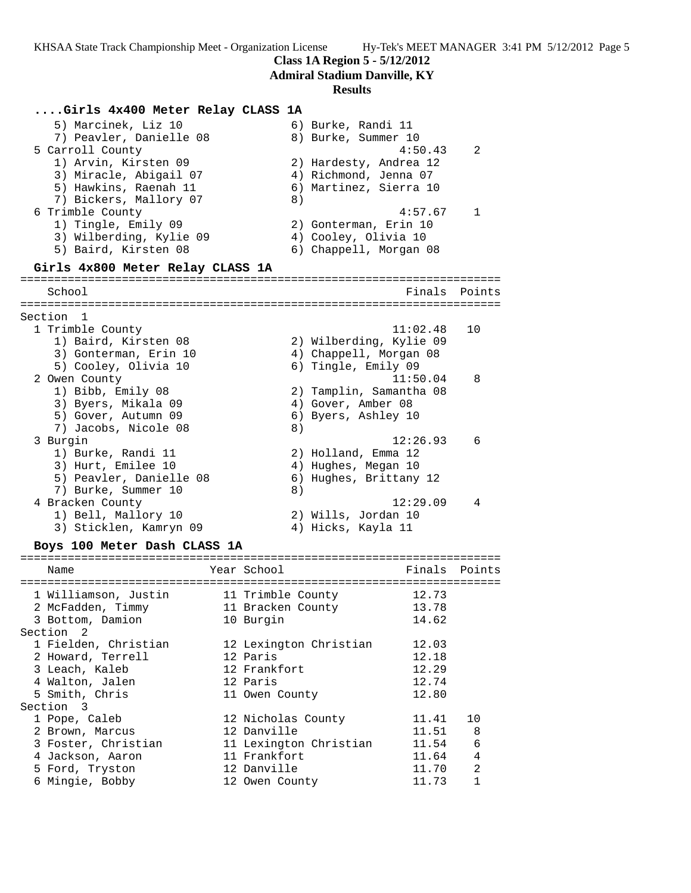**Class 1A Region 5 - 5/12/2012**
**Admiral Stadium Danville, KY**
**Results**

### ....Girls 4x400 Meter Relay CLASS 1A

```
    5) Marcinek, Liz 10               6) Burke, Randi 11
    7) Peavler, Danielle 08           8) Burke, Summer 10
 5 Carroll County                                    4:50.43    2
    1) Arvin, Kirsten 09              2) Hardesty, Andrea 12
    3) Miracle, Abigail 07            4) Richmond, Jenna 07
    5) Hawkins, Raenah 11             6) Martinez, Sierra 10
    7) Bickers, Mallory 07            8)
 6 Trimble County                                    4:57.67    1
    1) Tingle, Emily 09               2) Gonterman, Erin 10
    3) Wilberding, Kylie 09           4) Cooley, Olivia 10
    5) Baird, Kirsten 08              6) Chappell, Morgan 08
```

### Girls 4x800 Meter Relay CLASS 1A

```
=======================================================================
   School                                               Finals  Points
=======================================================================
Section  1
 1 Trimble County                                   11:02.48   10
    1) Baird, Kirsten 08              2) Wilberding, Kylie 09
    3) Gonterman, Erin 10             4) Chappell, Morgan 08
    5) Cooley, Olivia 10              6) Tingle, Emily 09
 2 Owen County                                      11:50.04    8
    1) Bibb, Emily 08                 2) Tamplin, Samantha 08
    3) Byers, Mikala 09               4) Gover, Amber 08
    5) Gover, Autumn 09               6) Byers, Ashley 10
    7) Jacobs, Nicole 08              8)
 3 Burgin                                           12:26.93    6
    1) Burke, Randi 11                2) Holland, Emma 12
    3) Hurt, Emilee 10                4) Hughes, Megan 10
    5) Peavler, Danielle 08           6) Hughes, Brittany 12
    7) Burke, Summer 10               8)
 4 Bracken County                                   12:29.09    4
    1) Bell, Mallory 10               2) Wills, Jordan 10
    3) Sticklen, Kamryn 09            4) Hicks, Kayla 11
```

### Boys 100 Meter Dash CLASS 1A

```
=======================================================================
   Name                    Year School                  Finals  Points
=======================================================================
  1 Williamson, Justin       11 Trimble County          12.73
  2 McFadden, Timmy          11 Bracken County          13.78
  3 Bottom, Damion           10 Burgin                  14.62
Section  2
  1 Fielden, Christian       12 Lexington Christian     12.03
  2 Howard, Terrell          12 Paris                   12.18
  3 Leach, Kaleb             12 Frankfort               12.29
  4 Walton, Jalen            12 Paris                   12.74
  5 Smith, Chris             11 Owen County             12.80
Section  3
  1 Pope, Caleb              12 Nicholas County         11.41   10
  2 Brown, Marcus            12 Danville                11.51    8
  3 Foster, Christian        11 Lexington Christian     11.54    6
  4 Jackson, Aaron           11 Frankfort               11.64    4
  5 Ford, Tryston            12 Danville                11.70    2
  6 Mingie, Bobby            12 Owen County             11.73    1
```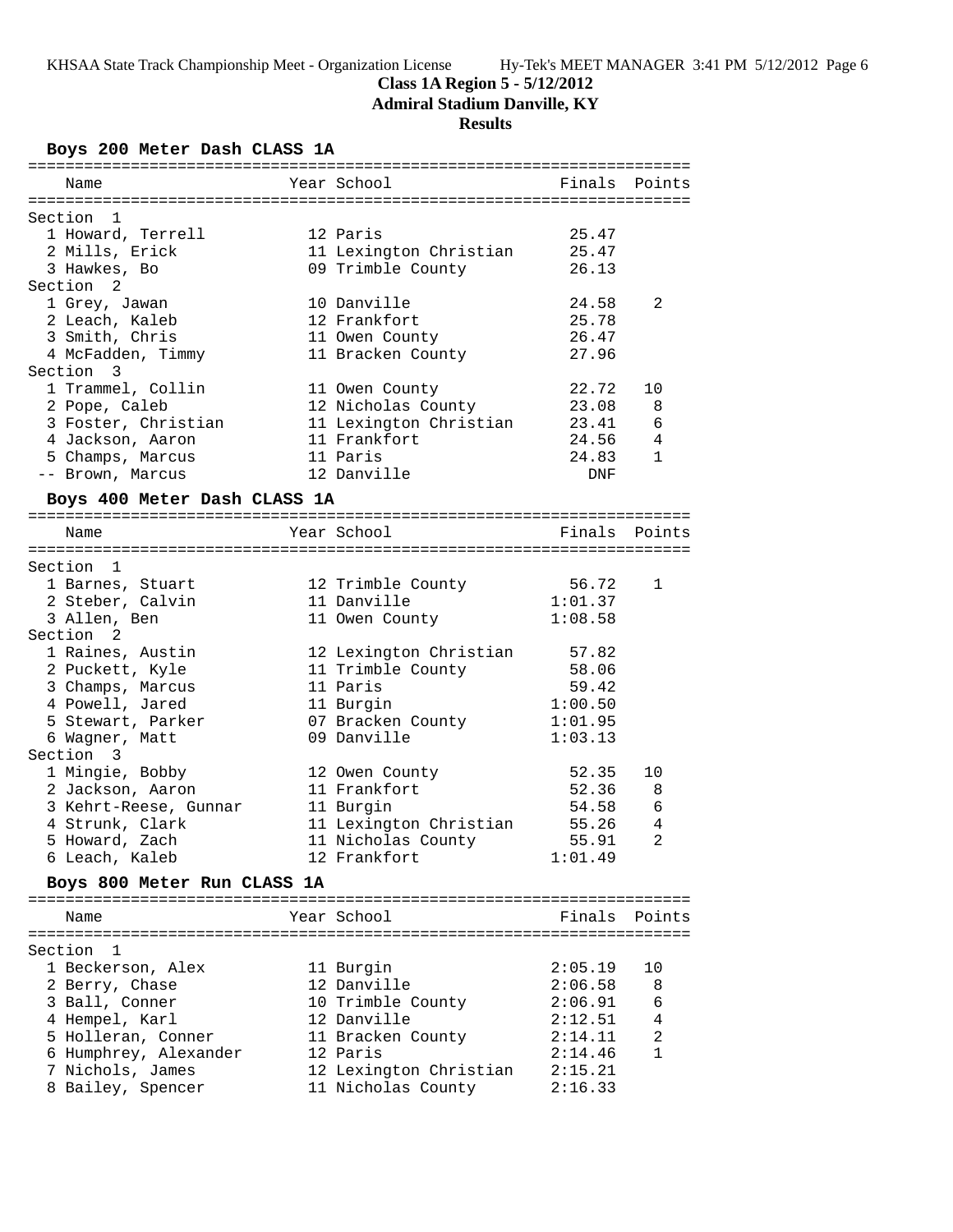# Class 1A Region 5 - 5/12/2012

## Admiral Stadium Danville, KY

### Results

#### Boys 200 Meter Dash CLASS 1A

| Name | Year | School | Finals | Points |
|---|---|---|---|---|
| **Section 1** | | | | |
| 1 Howard, Terrell | 12 | Paris | 25.47 | |
| 2 Mills, Erick | 11 | Lexington Christian | 25.47 | |
| 3 Hawkes, Bo | 09 | Trimble County | 26.13 | |
| **Section 2** | | | | |
| 1 Grey, Jawan | 10 | Danville | 24.58 | 2 |
| 2 Leach, Kaleb | 12 | Frankfort | 25.78 | |
| 3 Smith, Chris | 11 | Owen County | 26.47 | |
| 4 McFadden, Timmy | 11 | Bracken County | 27.96 | |
| **Section 3** | | | | |
| 1 Trammel, Collin | 11 | Owen County | 22.72 | 10 |
| 2 Pope, Caleb | 12 | Nicholas County | 23.08 | 8 |
| 3 Foster, Christian | 11 | Lexington Christian | 23.41 | 6 |
| 4 Jackson, Aaron | 11 | Frankfort | 24.56 | 4 |
| 5 Champs, Marcus | 11 | Paris | 24.83 | 1 |
| -- Brown, Marcus | 12 | Danville | DNF | |

#### Boys 400 Meter Dash CLASS 1A

| Name | Year | School | Finals | Points |
|---|---|---|---|---|
| **Section 1** | | | | |
| 1 Barnes, Stuart | 12 | Trimble County | 56.72 | 1 |
| 2 Steber, Calvin | 11 | Danville | 1:01.37 | |
| 3 Allen, Ben | 11 | Owen County | 1:08.58 | |
| **Section 2** | | | | |
| 1 Raines, Austin | 12 | Lexington Christian | 57.82 | |
| 2 Puckett, Kyle | 11 | Trimble County | 58.06 | |
| 3 Champs, Marcus | 11 | Paris | 59.42 | |
| 4 Powell, Jared | 11 | Burgin | 1:00.50 | |
| 5 Stewart, Parker | 07 | Bracken County | 1:01.95 | |
| 6 Wagner, Matt | 09 | Danville | 1:03.13 | |
| **Section 3** | | | | |
| 1 Mingie, Bobby | 12 | Owen County | 52.35 | 10 |
| 2 Jackson, Aaron | 11 | Frankfort | 52.36 | 8 |
| 3 Kehrt-Reese, Gunnar | 11 | Burgin | 54.58 | 6 |
| 4 Strunk, Clark | 11 | Lexington Christian | 55.26 | 4 |
| 5 Howard, Zach | 11 | Nicholas County | 55.91 | 2 |
| 6 Leach, Kaleb | 12 | Frankfort | 1:01.49 | |

#### Boys 800 Meter Run CLASS 1A

| Name | Year | School | Finals | Points |
|---|---|---|---|---|
| **Section 1** | | | | |
| 1 Beckerson, Alex | 11 | Burgin | 2:05.19 | 10 |
| 2 Berry, Chase | 12 | Danville | 2:06.58 | 8 |
| 3 Ball, Conner | 10 | Trimble County | 2:06.91 | 6 |
| 4 Hempel, Karl | 12 | Danville | 2:12.51 | 4 |
| 5 Holleran, Conner | 11 | Bracken County | 2:14.11 | 2 |
| 6 Humphrey, Alexander | 12 | Paris | 2:14.46 | 1 |
| 7 Nichols, James | 12 | Lexington Christian | 2:15.21 | |
| 8 Bailey, Spencer | 11 | Nicholas County | 2:16.33 | |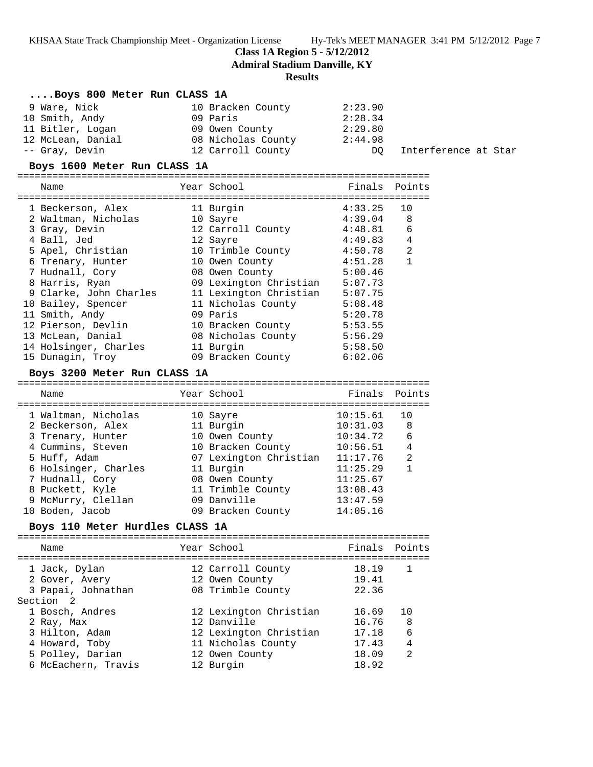**Class 1A Region 5 - 5/12/2012**

**Admiral Stadium Danville, KY**

**Results**

### ....Boys 800 Meter Run CLASS 1A

| Place | Name | Year | School | Finals | Notes |
|---|---|---|---|---|---|
| 9 | Ware, Nick | 10 | Bracken County | 2:23.90 | |
| 10 | Smith, Andy | 09 | Paris | 2:28.34 | |
| 11 | Bitler, Logan | 09 | Owen County | 2:29.80 | |
| 12 | McLean, Danial | 08 | Nicholas County | 2:44.98 | |
| -- | Gray, Devin | 12 | Carroll County | DQ | Interference at Star |

### Boys 1600 Meter Run CLASS 1A

| Place | Name | Year | School | Finals | Points |
|---|---|---|---|---|---|
| 1 | Beckerson, Alex | 11 | Burgin | 4:33.25 | 10 |
| 2 | Waltman, Nicholas | 10 | Sayre | 4:39.04 | 8 |
| 3 | Gray, Devin | 12 | Carroll County | 4:48.81 | 6 |
| 4 | Ball, Jed | 12 | Sayre | 4:49.83 | 4 |
| 5 | Apel, Christian | 10 | Trimble County | 4:50.78 | 2 |
| 6 | Trenary, Hunter | 10 | Owen County | 4:51.28 | 1 |
| 7 | Hudnall, Cory | 08 | Owen County | 5:00.46 | |
| 8 | Harris, Ryan | 09 | Lexington Christian | 5:07.73 | |
| 9 | Clarke, John Charles | 11 | Lexington Christian | 5:07.75 | |
| 10 | Bailey, Spencer | 11 | Nicholas County | 5:08.48 | |
| 11 | Smith, Andy | 09 | Paris | 5:20.78 | |
| 12 | Pierson, Devlin | 10 | Bracken County | 5:53.55 | |
| 13 | McLean, Danial | 08 | Nicholas County | 5:56.29 | |
| 14 | Holsinger, Charles | 11 | Burgin | 5:58.50 | |
| 15 | Dunagin, Troy | 09 | Bracken County | 6:02.06 | |

### Boys 3200 Meter Run CLASS 1A

| Place | Name | Year | School | Finals | Points |
|---|---|---|---|---|---|
| 1 | Waltman, Nicholas | 10 | Sayre | 10:15.61 | 10 |
| 2 | Beckerson, Alex | 11 | Burgin | 10:31.03 | 8 |
| 3 | Trenary, Hunter | 10 | Owen County | 10:34.72 | 6 |
| 4 | Cummins, Steven | 10 | Bracken County | 10:56.51 | 4 |
| 5 | Huff, Adam | 07 | Lexington Christian | 11:17.76 | 2 |
| 6 | Holsinger, Charles | 11 | Burgin | 11:25.29 | 1 |
| 7 | Hudnall, Cory | 08 | Owen County | 11:25.67 | |
| 8 | Puckett, Kyle | 11 | Trimble County | 13:08.43 | |
| 9 | McMurry, Clellan | 09 | Danville | 13:47.59 | |
| 10 | Boden, Jacob | 09 | Bracken County | 14:05.16 | |

### Boys 110 Meter Hurdles CLASS 1A

| Place | Name | Year | School | Finals | Points |
|---|---|---|---|---|---|
| 1 | Jack, Dylan | 12 | Carroll County | 18.19 | 1 |
| 2 | Gover, Avery | 12 | Owen County | 19.41 | |
| 3 | Papai, Johnathan | 08 | Trimble County | 22.36 | |
| **Section 2** | | | | | |
| 1 | Bosch, Andres | 12 | Lexington Christian | 16.69 | 10 |
| 2 | Ray, Max | 12 | Danville | 16.76 | 8 |
| 3 | Hilton, Adam | 12 | Lexington Christian | 17.18 | 6 |
| 4 | Howard, Toby | 11 | Nicholas County | 17.43 | 4 |
| 5 | Polley, Darian | 12 | Owen County | 18.09 | 2 |
| 6 | McEachern, Travis | 12 | Burgin | 18.92 | |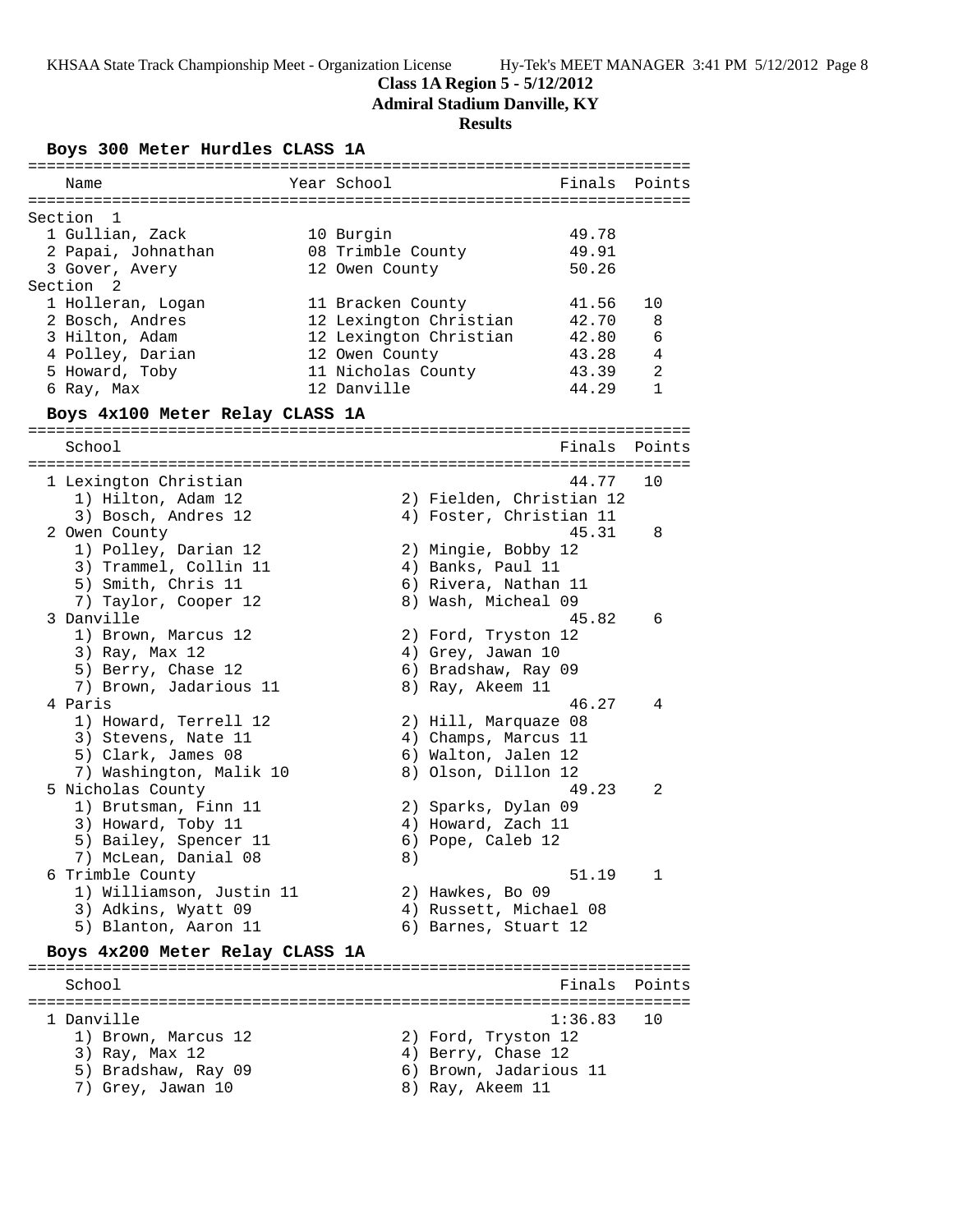**Class 1A Region 5 - 5/12/2012**
**Admiral Stadium Danville, KY**
**Results**

### Boys 300 Meter Hurdles CLASS 1A

| Name | Year | School | Finals | Points |
|---|---|---|---|---|
| **Section 1** | | | | |
| 1 Gullian, Zack | 10 | Burgin | 49.78 | |
| 2 Papai, Johnathan | 08 | Trimble County | 49.91 | |
| 3 Gover, Avery | 12 | Owen County | 50.26 | |
| **Section 2** | | | | |
| 1 Holleran, Logan | 11 | Bracken County | 41.56 | 10 |
| 2 Bosch, Andres | 12 | Lexington Christian | 42.70 | 8 |
| 3 Hilton, Adam | 12 | Lexington Christian | 42.80 | 6 |
| 4 Polley, Darian | 12 | Owen County | 43.28 | 4 |
| 5 Howard, Toby | 11 | Nicholas County | 43.39 | 2 |
| 6 Ray, Max | 12 | Danville | 44.29 | 1 |

### Boys 4x100 Meter Relay CLASS 1A

| School | Finals | Points |
|---|---|---|
| 1 Lexington Christian | 44.77 | 10 |
| 1) Hilton, Adam 12; 2) Fielden, Christian 12; 3) Bosch, Andres 12; 4) Foster, Christian 11 | | |
| 2 Owen County | 45.31 | 8 |
| 1) Polley, Darian 12; 2) Mingie, Bobby 12; 3) Trammel, Collin 11; 4) Banks, Paul 11; 5) Smith, Chris 11; 6) Rivera, Nathan 11; 7) Taylor, Cooper 12; 8) Wash, Micheal 09 | | |
| 3 Danville | 45.82 | 6 |
| 1) Brown, Marcus 12; 2) Ford, Tryston 12; 3) Ray, Max 12; 4) Grey, Jawan 10; 5) Berry, Chase 12; 6) Bradshaw, Ray 09; 7) Brown, Jadarious 11; 8) Ray, Akeem 11 | | |
| 4 Paris | 46.27 | 4 |
| 1) Howard, Terrell 12; 2) Hill, Marquaze 08; 3) Stevens, Nate 11; 4) Champs, Marcus 11; 5) Clark, James 08; 6) Walton, Jalen 12; 7) Washington, Malik 10; 8) Olson, Dillon 12 | | |
| 5 Nicholas County | 49.23 | 2 |
| 1) Brutsman, Finn 11; 2) Sparks, Dylan 09; 3) Howard, Toby 11; 4) Howard, Zach 11; 5) Bailey, Spencer 11; 6) Pope, Caleb 12; 7) McLean, Danial 08; 8) | | |
| 6 Trimble County | 51.19 | 1 |
| 1) Williamson, Justin 11; 2) Hawkes, Bo 09; 3) Adkins, Wyatt 09; 4) Russett, Michael 08; 5) Blanton, Aaron 11; 6) Barnes, Stuart 12 | | |

### Boys 4x200 Meter Relay CLASS 1A

| School | Finals | Points |
|---|---|---|
| 1 Danville | 1:36.83 | 10 |
| 1) Brown, Marcus 12; 2) Ford, Tryston 12; 3) Ray, Max 12; 4) Berry, Chase 12; 5) Bradshaw, Ray 09; 6) Brown, Jadarious 11; 7) Grey, Jawan 10; 8) Ray, Akeem 11 | | |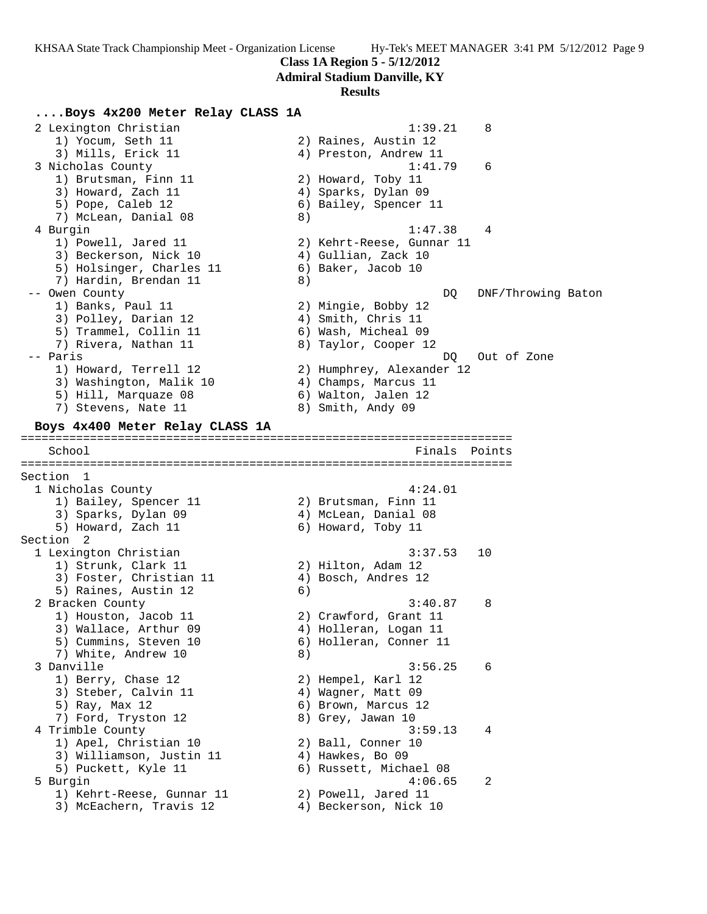**Class 1A Region 5 - 5/12/2012**

**Admiral Stadium Danville, KY**

**Results**

### ....Boys 4x200 Meter Relay CLASS 1A

```
  2 Lexington Christian                                 1:39.21    8
     1) Yocum, Seth 11                 2) Raines, Austin 12
     3) Mills, Erick 11                4) Preston, Andrew 11
  3 Nicholas County                                     1:41.79    6
     1) Brutsman, Finn 11              2) Howard, Toby 11
     3) Howard, Zach 11                4) Sparks, Dylan 09
     5) Pope, Caleb 12                 6) Bailey, Spencer 11
     7) McLean, Danial 08              8)
  4 Burgin                                              1:47.38    4
     1) Powell, Jared 11               2) Kehrt-Reese, Gunnar 11
     3) Beckerson, Nick 10             4) Gullian, Zack 10
     5) Holsinger, Charles 11          6) Baker, Jacob 10
     7) Hardin, Brendan 11             8)
 -- Owen County                                            DQ   DNF/Throwing Baton
     1) Banks, Paul 11                 2) Mingie, Bobby 12
     3) Polley, Darian 12              4) Smith, Chris 11
     5) Trammel, Collin 11             6) Wash, Micheal 09
     7) Rivera, Nathan 11              8) Taylor, Cooper 12
 -- Paris                                                  DQ   Out of Zone
     1) Howard, Terrell 12             2) Humphrey, Alexander 12
     3) Washington, Malik 10           4) Champs, Marcus 11
     5) Hill, Marquaze 08              6) Walton, Jalen 12
     7) Stevens, Nate 11               8) Smith, Andy 09
```

### Boys 4x400 Meter Relay CLASS 1A

```
=======================================================================
   School                                               Finals  Points
=======================================================================
Section  1
  1 Nicholas County                                     4:24.01
     1) Bailey, Spencer 11             2) Brutsman, Finn 11
     3) Sparks, Dylan 09               4) McLean, Danial 08
     5) Howard, Zach 11                6) Howard, Toby 11
Section  2
  1 Lexington Christian                                 3:37.53   10
     1) Strunk, Clark 11               2) Hilton, Adam 12
     3) Foster, Christian 11           4) Bosch, Andres 12
     5) Raines, Austin 12              6)
  2 Bracken County                                      3:40.87    8
     1) Houston, Jacob 11              2) Crawford, Grant 11
     3) Wallace, Arthur 09             4) Holleran, Logan 11
     5) Cummins, Steven 10             6) Holleran, Conner 11
     7) White, Andrew 10               8)
  3 Danville                                            3:56.25    6
     1) Berry, Chase 12                2) Hempel, Karl 12
     3) Steber, Calvin 11              4) Wagner, Matt 09
     5) Ray, Max 12                    6) Brown, Marcus 12
     7) Ford, Tryston 12               8) Grey, Jawan 10
  4 Trimble County                                      3:59.13    4
     1) Apel, Christian 10             2) Ball, Conner 10
     3) Williamson, Justin 11          4) Hawkes, Bo 09
     5) Puckett, Kyle 11               6) Russett, Michael 08
  5 Burgin                                              4:06.65    2
     1) Kehrt-Reese, Gunnar 11         2) Powell, Jared 11
     3) McEachern, Travis 12           4) Beckerson, Nick 10
```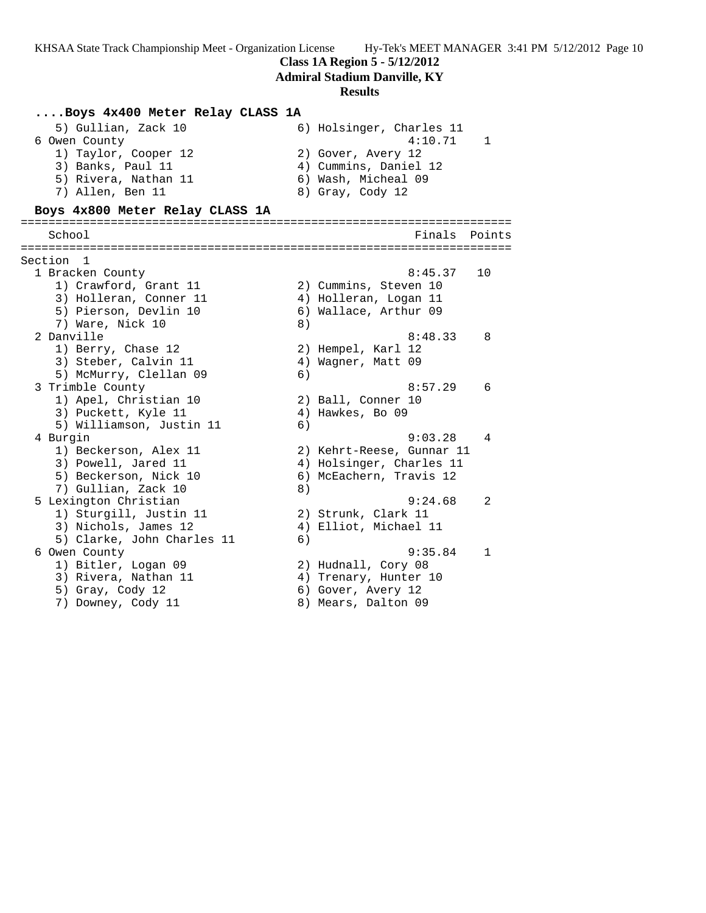**Class 1A Region 5 - 5/12/2012**
**Admiral Stadium Danville, KY**
**Results**

## ....Boys 4x400 Meter Relay CLASS 1A

```
    5) Gullian, Zack 10              6) Holsinger, Charles 11
 6 Owen County                                    4:10.71    1
    1) Taylor, Cooper 12             2) Gover, Avery 12
    3) Banks, Paul 11                4) Cummins, Daniel 12
    5) Rivera, Nathan 11             6) Wash, Micheal 09
    7) Allen, Ben 11                 8) Gray, Cody 12
```

## Boys 4x800 Meter Relay CLASS 1A

```
=====================================================================
    School                                        Finals  Points
=====================================================================
Section  1
 1 Bracken County                                  8:45.37   10
    1) Crawford, Grant 11            2) Cummins, Steven 10
    3) Holleran, Conner 11           4) Holleran, Logan 11
    5) Pierson, Devlin 10            6) Wallace, Arthur 09
    7) Ware, Nick 10                 8)
 2 Danville                                        8:48.33    8
    1) Berry, Chase 12               2) Hempel, Karl 12
    3) Steber, Calvin 11             4) Wagner, Matt 09
    5) McMurry, Clellan 09           6)
 3 Trimble County                                  8:57.29    6
    1) Apel, Christian 10            2) Ball, Conner 10
    3) Puckett, Kyle 11              4) Hawkes, Bo 09
    5) Williamson, Justin 11         6)
 4 Burgin                                          9:03.28    4
    1) Beckerson, Alex 11            2) Kehrt-Reese, Gunnar 11
    3) Powell, Jared 11              4) Holsinger, Charles 11
    5) Beckerson, Nick 10            6) McEachern, Travis 12
    7) Gullian, Zack 10              8)
 5 Lexington Christian                             9:24.68    2
    1) Sturgill, Justin 11           2) Strunk, Clark 11
    3) Nichols, James 12             4) Elliot, Michael 11
    5) Clarke, John Charles 11       6)
 6 Owen County                                     9:35.84    1
    1) Bitler, Logan 09              2) Hudnall, Cory 08
    3) Rivera, Nathan 11             4) Trenary, Hunter 10
    5) Gray, Cody 12                 6) Gover, Avery 12
    7) Downey, Cody 11               8) Mears, Dalton 09
```